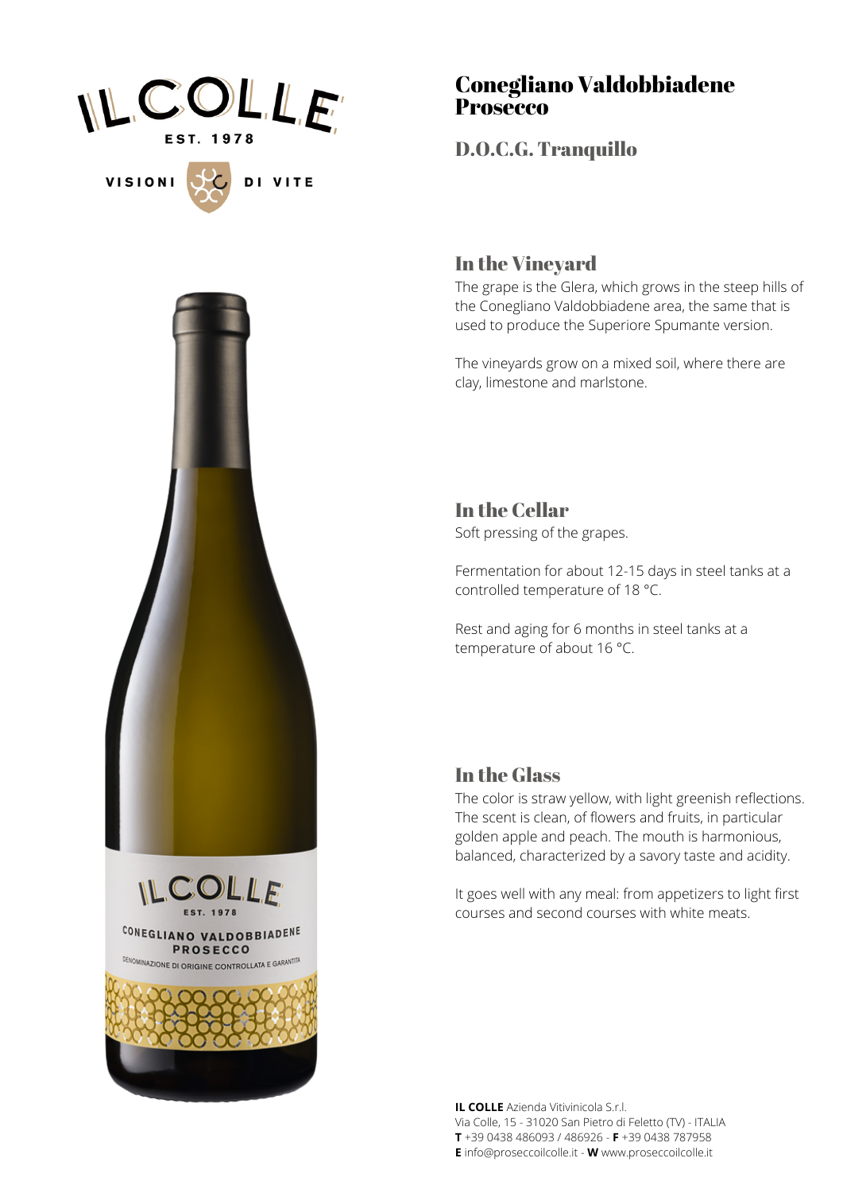# Conegliano Valdobbiadene Prosecco

## D.O.C.G. Tranquillo

### In the Vineyard

The grape is the Glera, which grows in the steep hills of the Conegliano Valdobbiadene area, the same that is used to produce the Superiore Spumante version.

The vineyards grow on a mixed soil, where there are clay, limestone and marlstone.

### In the Cellar

Soft pressing of the grapes.

Fermentation for about 12-15 days in steel tanks at a controlled temperature of 18 °C.

Rest and aging for 6 months in steel tanks at a temperature of about 16 °C.

### In the Glass

The color is straw yellow, with light greenish reflections. The scent is clean, of flowers and fruits, in particular golden apple and peach. The mouth is harmonious, balanced, characterized by a savory taste and acidity.

It goes well with any meal: from appetizers to light first courses and second courses with white meats.

**IL COLLE** Azienda Vitivinicola S.r.l.
Via Colle, 15 - 31020 San Pietro di Feletto (TV) - ITALIA
**T** +39 0438 486093 / 486926 - **F** +39 0438 787958
**E** info@proseccoilcolle.it - **W** www.proseccoilcolle.it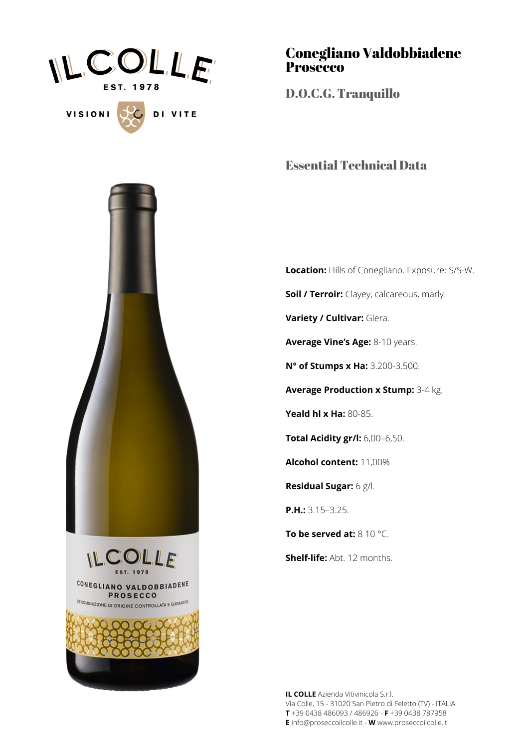# Conegliano Valdobbiadene Prosecco

## D.O.C.G. Tranquillo

## Essential Technical Data

**Location:** Hills of Conegliano. Exposure: S/S-W.

**Soil / Terroir:** Clayey, calcareous, marly.

**Variety / Cultivar:** Glera.

**Average Vine's Age:** 8-10 years.

**N° of Stumps x Ha:** 3.200-3.500.

**Average Production x Stump:** 3-4 kg.

**Yeald hl x Ha:** 80-85.

**Total Acidity gr/l:** 6,00–6,50.

**Alcohol content:** 11,00%

**Residual Sugar:** 6 g/l.

**P.H.:** 3.15–3.25.

**To be served at:** 8 10 °C.

**Shelf-life:** Abt. 12 months.

**IL COLLE** Azienda Vitivinicola S.r.l.
Via Colle, 15 - 31020 San Pietro di Feletto (TV) - ITALIA
**T** +39 0438 486093 / 486926 - **F** +39 0438 787958
**E** info@proseccoilcolle.it - **W** www.proseccoilcolle.it